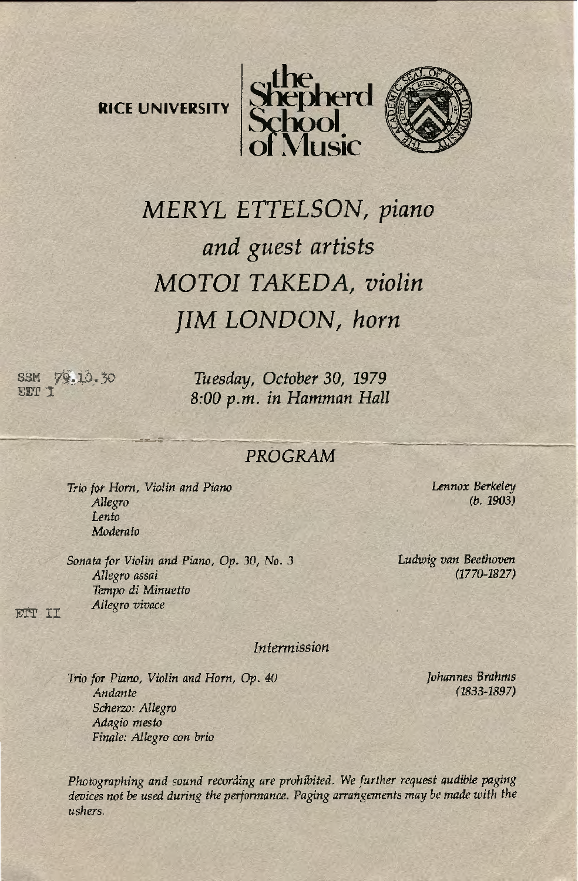RICE UNIVERSITY | the Shepherd School of Music

# *MERYL ETTELSON, piano*
## *and guest artists*
## *MOTOI TAKEDA, violin*
## *JIM LONDON, horn*

SSM 79.10.30
ETT I

*Tuesday, October 30, 1979*
*8:00 p.m. in Hamman Hall*

## *PROGRAM*

*Trio for Horn, Violin and Piano* — *Lennox Berkeley (b. 1903)*
- *Allegro*
- *Lento*
- *Moderato*

*Sonata for Violin and Piano, Op. 30, No. 3* — *Ludwig van Beethoven (1770-1827)*
- *Allegro assai*
- *Tempo di Minuetto*
- *Allegro vivace*

ETT II

*Intermission*

*Trio for Piano, Violin and Horn, Op. 40* — *Johannes Brahms (1833-1897)*
- *Andante*
- *Scherzo: Allegro*
- *Adagio mesto*
- *Finale: Allegro con brio*

*Photographing and sound recording are prohibited. We further request audible paging devices not be used during the performance. Paging arrangements may be made with the ushers.*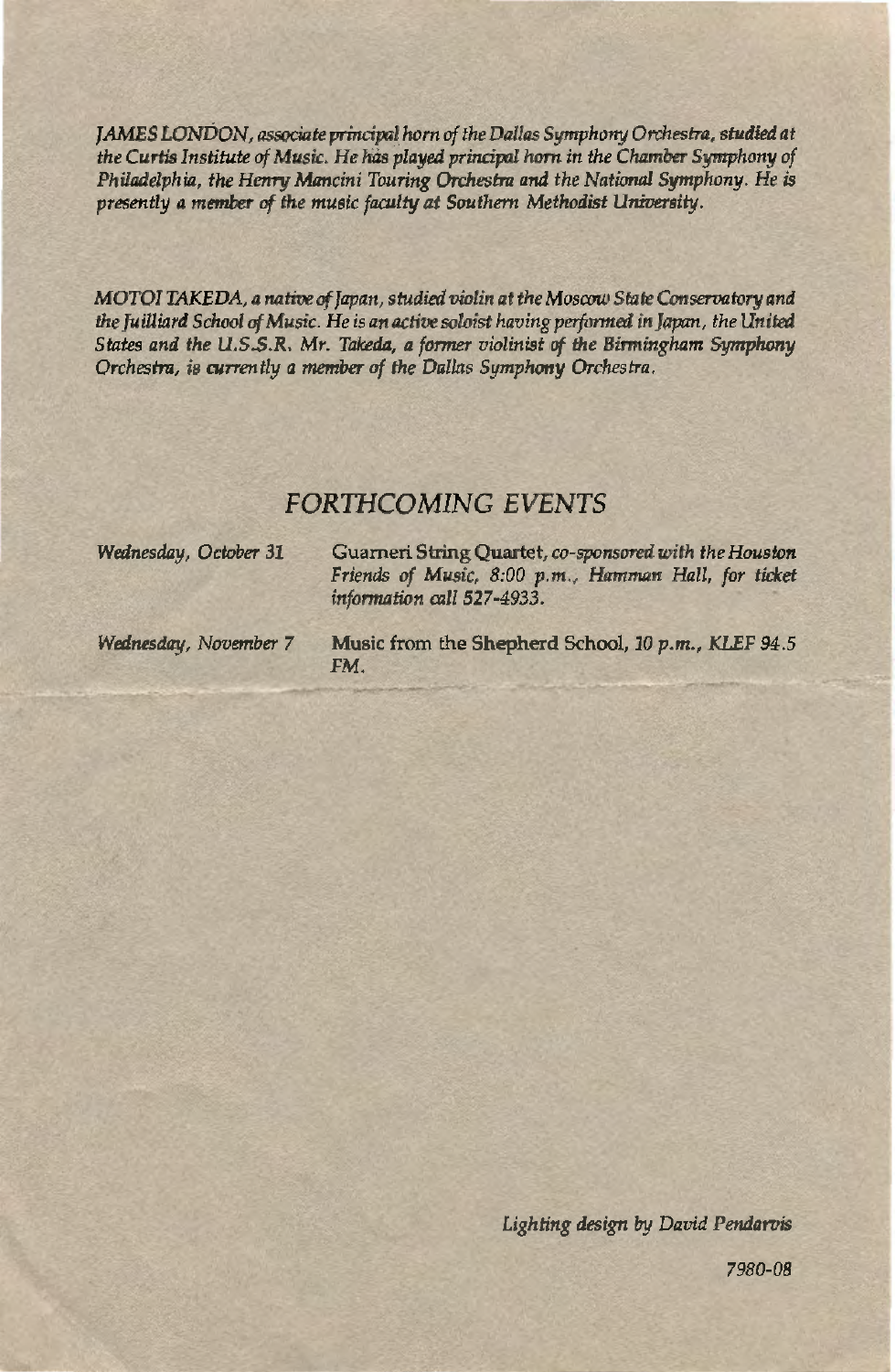*JAMES LONDON, associate principal horn of the Dallas Symphony Orchestra, studied at the Curtis Institute of Music. He has played principal horn in the Chamber Symphony of Philadelphia, the Henry Mancini Touring Orchestra and the National Symphony. He is presently a member of the music faculty at Southern Methodist University.*

*MOTOI TAKEDA, a native of Japan, studied violin at the Moscow State Conservatory and the Juilliard School of Music. He is an active soloist having performed in Japan, the United States and the U.S.S.R. Mr. Takeda, a former violinist of the Birmingham Symphony Orchestra, is currently a member of the Dallas Symphony Orchestra.*

## *FORTHCOMING EVENTS*

| | |
|---|---|
| *Wednesday, October 31* | Guarneri String Quartet, *co-sponsored with the Houston Friends of Music, 8:00 p.m., Hamman Hall, for ticket information call 527-4933.* |
| *Wednesday, November 7* | Music from the Shepherd School, *10 p.m., KLEF 94.5 FM.* |

*Lighting design by David Pendarvis*

*7980-08*